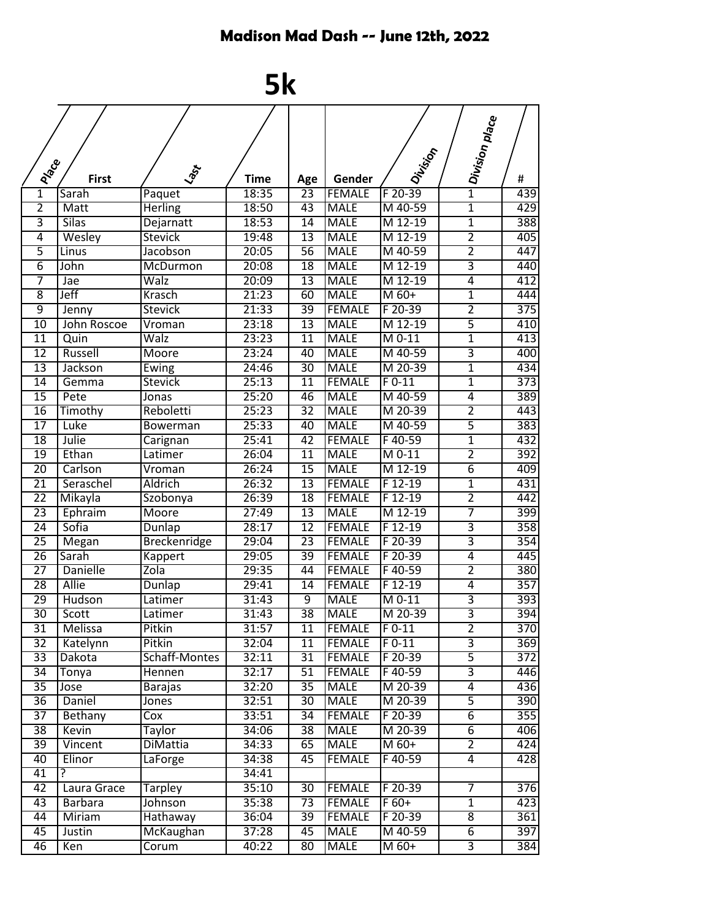## Madison Mad Dash -- June 12th, 2022

# 5k

| Place | First | Last | Time | Age | Gender | Division | Division place | # |
|---|---|---|---|---|---|---|---|---|
| 1 | Sarah | Paquet | 18:35 | 23 | FEMALE | F 20-39 | 1 | 439 |
| 2 | Matt | Herling | 18:50 | 43 | MALE | M 40-59 | 1 | 429 |
| 3 | Silas | Dejarnatt | 18:53 | 14 | MALE | M 12-19 | 1 | 388 |
| 4 | Wesley | Stevick | 19:48 | 13 | MALE | M 12-19 | 2 | 405 |
| 5 | Linus | Jacobson | 20:05 | 56 | MALE | M 40-59 | 2 | 447 |
| 6 | John | McDurmon | 20:08 | 18 | MALE | M 12-19 | 3 | 440 |
| 7 | Jae | Walz | 20:09 | 13 | MALE | M 12-19 | 4 | 412 |
| 8 | Jeff | Krasch | 21:23 | 60 | MALE | M 60+ | 1 | 444 |
| 9 | Jenny | Stevick | 21:33 | 39 | FEMALE | F 20-39 | 2 | 375 |
| 10 | John Roscoe | Vroman | 23:18 | 13 | MALE | M 12-19 | 5 | 410 |
| 11 | Quin | Walz | 23:23 | 11 | MALE | M 0-11 | 1 | 413 |
| 12 | Russell | Moore | 23:24 | 40 | MALE | M 40-59 | 3 | 400 |
| 13 | Jackson | Ewing | 24:46 | 30 | MALE | M 20-39 | 1 | 434 |
| 14 | Gemma | Stevick | 25:13 | 11 | FEMALE | F 0-11 | 1 | 373 |
| 15 | Pete | Jonas | 25:20 | 46 | MALE | M 40-59 | 4 | 389 |
| 16 | Timothy | Reboletti | 25:23 | 32 | MALE | M 20-39 | 2 | 443 |
| 17 | Luke | Bowerman | 25:33 | 40 | MALE | M 40-59 | 5 | 383 |
| 18 | Julie | Carignan | 25:41 | 42 | FEMALE | F 40-59 | 1 | 432 |
| 19 | Ethan | Latimer | 26:04 | 11 | MALE | M 0-11 | 2 | 392 |
| 20 | Carlson | Vroman | 26:24 | 15 | MALE | M 12-19 | 6 | 409 |
| 21 | Seraschel | Aldrich | 26:32 | 13 | FEMALE | F 12-19 | 1 | 431 |
| 22 | Mikayla | Szobonya | 26:39 | 18 | FEMALE | F 12-19 | 2 | 442 |
| 23 | Ephraim | Moore | 27:49 | 13 | MALE | M 12-19 | 7 | 399 |
| 24 | Sofia | Dunlap | 28:17 | 12 | FEMALE | F 12-19 | 3 | 358 |
| 25 | Megan | Breckenridge | 29:04 | 23 | FEMALE | F 20-39 | 3 | 354 |
| 26 | Sarah | Kappert | 29:05 | 39 | FEMALE | F 20-39 | 4 | 445 |
| 27 | Danielle | Zola | 29:35 | 44 | FEMALE | F 40-59 | 2 | 380 |
| 28 | Allie | Dunlap | 29:41 | 14 | FEMALE | F 12-19 | 4 | 357 |
| 29 | Hudson | Latimer | 31:43 | 9 | MALE | M 0-11 | 3 | 393 |
| 30 | Scott | Latimer | 31:43 | 38 | MALE | M 20-39 | 3 | 394 |
| 31 | Melissa | Pitkin | 31:57 | 11 | FEMALE | F 0-11 | 2 | 370 |
| 32 | Katelynn | Pitkin | 32:04 | 11 | FEMALE | F 0-11 | 3 | 369 |
| 33 | Dakota | Schaff-Montes | 32:11 | 31 | FEMALE | F 20-39 | 5 | 372 |
| 34 | Tonya | Hennen | 32:17 | 51 | FEMALE | F 40-59 | 3 | 446 |
| 35 | Jose | Barajas | 32:20 | 35 | MALE | M 20-39 | 4 | 436 |
| 36 | Daniel | Jones | 32:51 | 30 | MALE | M 20-39 | 5 | 390 |
| 37 | Bethany | Cox | 33:51 | 34 | FEMALE | F 20-39 | 6 | 355 |
| 38 | Kevin | Taylor | 34:06 | 38 | MALE | M 20-39 | 6 | 406 |
| 39 | Vincent | DiMattia | 34:33 | 65 | MALE | M 60+ | 2 | 424 |
| 40 | Elinor | LaForge | 34:38 | 45 | FEMALE | F 40-59 | 4 | 428 |
| 41 | ? | | 34:41 | | | | | |
| 42 | Laura Grace | Tarpley | 35:10 | 30 | FEMALE | F 20-39 | 7 | 376 |
| 43 | Barbara | Johnson | 35:38 | 73 | FEMALE | F 60+ | 1 | 423 |
| 44 | Miriam | Hathaway | 36:04 | 39 | FEMALE | F 20-39 | 8 | 361 |
| 45 | Justin | McKaughan | 37:28 | 45 | MALE | M 40-59 | 6 | 397 |
| 46 | Ken | Corum | 40:22 | 80 | MALE | M 60+ | 3 | 384 |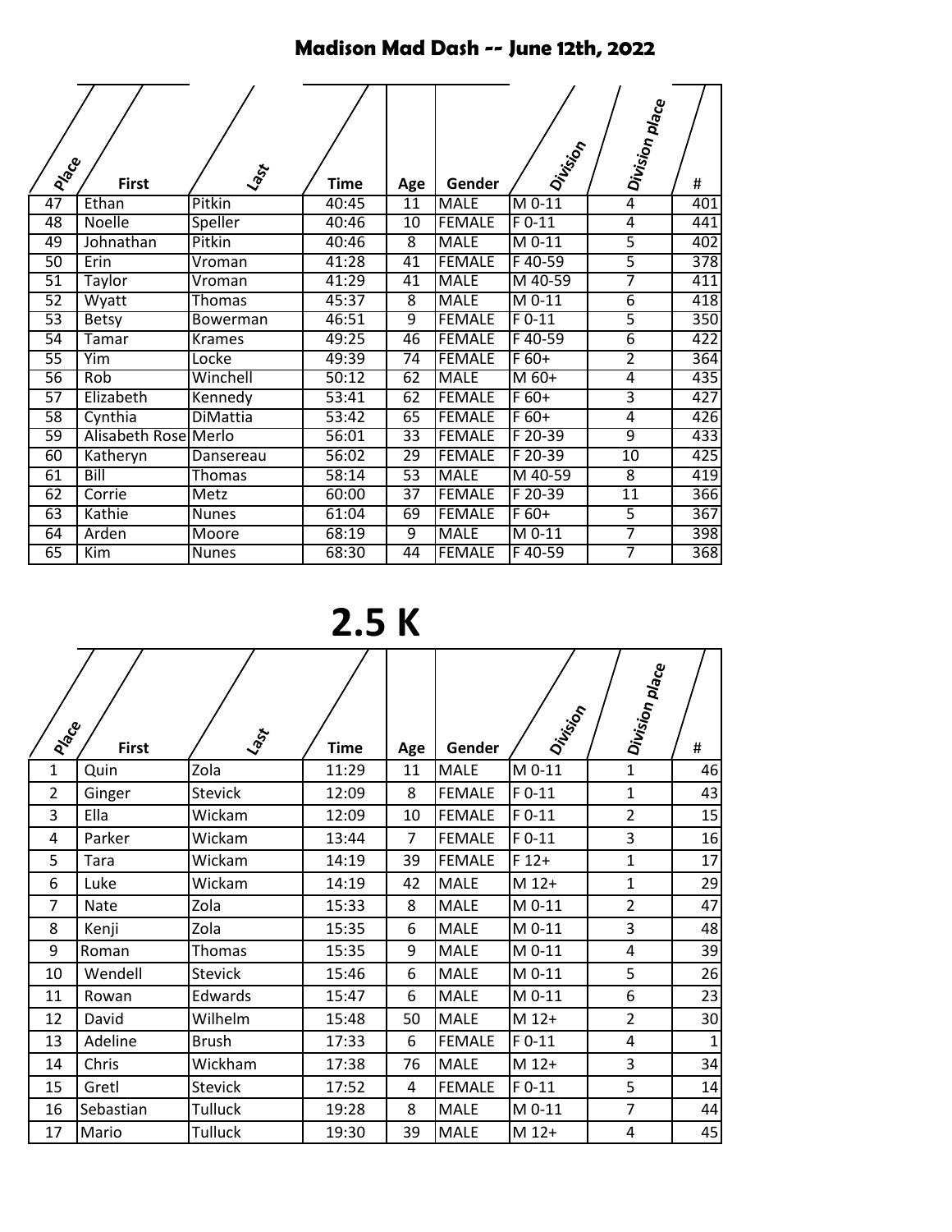# Madison Mad Dash -- June 12th, 2022

| Place | First | Last | Time | Age | Gender | Division | Division place | # |
|---|---|---|---|---|---|---|---|---|
| 47 | Ethan | Pitkin | 40:45 | 11 | MALE | M 0-11 | 4 | 401 |
| 48 | Noelle | Speller | 40:46 | 10 | FEMALE | F 0-11 | 4 | 441 |
| 49 | Johnathan | Pitkin | 40:46 | 8 | MALE | M 0-11 | 5 | 402 |
| 50 | Erin | Vroman | 41:28 | 41 | FEMALE | F 40-59 | 5 | 378 |
| 51 | Taylor | Vroman | 41:29 | 41 | MALE | M 40-59 | 7 | 411 |
| 52 | Wyatt | Thomas | 45:37 | 8 | MALE | M 0-11 | 6 | 418 |
| 53 | Betsy | Bowerman | 46:51 | 9 | FEMALE | F 0-11 | 5 | 350 |
| 54 | Tamar | Krames | 49:25 | 46 | FEMALE | F 40-59 | 6 | 422 |
| 55 | Yim | Locke | 49:39 | 74 | FEMALE | F 60+ | 2 | 364 |
| 56 | Rob | Winchell | 50:12 | 62 | MALE | M 60+ | 4 | 435 |
| 57 | Elizabeth | Kennedy | 53:41 | 62 | FEMALE | F 60+ | 3 | 427 |
| 58 | Cynthia | DiMattia | 53:42 | 65 | FEMALE | F 60+ | 4 | 426 |
| 59 | Alisabeth Rose | Merlo | 56:01 | 33 | FEMALE | F 20-39 | 9 | 433 |
| 60 | Katheryn | Dansereau | 56:02 | 29 | FEMALE | F 20-39 | 10 | 425 |
| 61 | Bill | Thomas | 58:14 | 53 | MALE | M 40-59 | 8 | 419 |
| 62 | Corrie | Metz | 60:00 | 37 | FEMALE | F 20-39 | 11 | 366 |
| 63 | Kathie | Nunes | 61:04 | 69 | FEMALE | F 60+ | 5 | 367 |
| 64 | Arden | Moore | 68:19 | 9 | MALE | M 0-11 | 7 | 398 |
| 65 | Kim | Nunes | 68:30 | 44 | FEMALE | F 40-59 | 7 | 368 |

# 2.5 K

| Place | First | Last | Time | Age | Gender | Division | Division place | # |
|---|---|---|---|---|---|---|---|---|
| 1 | Quin | Zola | 11:29 | 11 | MALE | M 0-11 | 1 | 46 |
| 2 | Ginger | Stevick | 12:09 | 8 | FEMALE | F 0-11 | 1 | 43 |
| 3 | Ella | Wickam | 12:09 | 10 | FEMALE | F 0-11 | 2 | 15 |
| 4 | Parker | Wickam | 13:44 | 7 | FEMALE | F 0-11 | 3 | 16 |
| 5 | Tara | Wickam | 14:19 | 39 | FEMALE | F 12+ | 1 | 17 |
| 6 | Luke | Wickam | 14:19 | 42 | MALE | M 12+ | 1 | 29 |
| 7 | Nate | Zola | 15:33 | 8 | MALE | M 0-11 | 2 | 47 |
| 8 | Kenji | Zola | 15:35 | 6 | MALE | M 0-11 | 3 | 48 |
| 9 | Roman | Thomas | 15:35 | 9 | MALE | M 0-11 | 4 | 39 |
| 10 | Wendell | Stevick | 15:46 | 6 | MALE | M 0-11 | 5 | 26 |
| 11 | Rowan | Edwards | 15:47 | 6 | MALE | M 0-11 | 6 | 23 |
| 12 | David | Wilhelm | 15:48 | 50 | MALE | M 12+ | 2 | 30 |
| 13 | Adeline | Brush | 17:33 | 6 | FEMALE | F 0-11 | 4 | 1 |
| 14 | Chris | Wickham | 17:38 | 76 | MALE | M 12+ | 3 | 34 |
| 15 | Gretl | Stevick | 17:52 | 4 | FEMALE | F 0-11 | 5 | 14 |
| 16 | Sebastian | Tulluck | 19:28 | 8 | MALE | M 0-11 | 7 | 44 |
| 17 | Mario | Tulluck | 19:30 | 39 | MALE | M 12+ | 4 | 45 |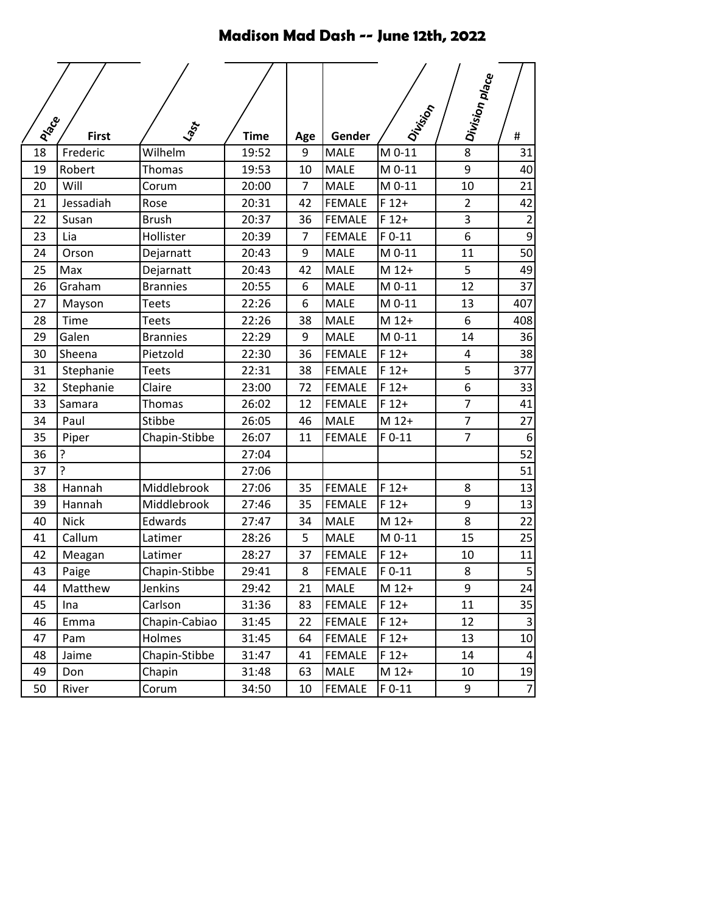# Madison Mad Dash -- June 12th, 2022

| Place | First | Last | Time | Age | Gender | Division | Division place | # |
|---|---|---|---|---|---|---|---|---|
| 18 | Frederic | Wilhelm | 19:52 | 9 | MALE | M 0-11 | 8 | 31 |
| 19 | Robert | Thomas | 19:53 | 10 | MALE | M 0-11 | 9 | 40 |
| 20 | Will | Corum | 20:00 | 7 | MALE | M 0-11 | 10 | 21 |
| 21 | Jessadiah | Rose | 20:31 | 42 | FEMALE | F 12+ | 2 | 42 |
| 22 | Susan | Brush | 20:37 | 36 | FEMALE | F 12+ | 3 | 2 |
| 23 | Lia | Hollister | 20:39 | 7 | FEMALE | F 0-11 | 6 | 9 |
| 24 | Orson | Dejarnatt | 20:43 | 9 | MALE | M 0-11 | 11 | 50 |
| 25 | Max | Dejarnatt | 20:43 | 42 | MALE | M 12+ | 5 | 49 |
| 26 | Graham | Brannies | 20:55 | 6 | MALE | M 0-11 | 12 | 37 |
| 27 | Mayson | Teets | 22:26 | 6 | MALE | M 0-11 | 13 | 407 |
| 28 | Time | Teets | 22:26 | 38 | MALE | M 12+ | 6 | 408 |
| 29 | Galen | Brannies | 22:29 | 9 | MALE | M 0-11 | 14 | 36 |
| 30 | Sheena | Pietzold | 22:30 | 36 | FEMALE | F 12+ | 4 | 38 |
| 31 | Stephanie | Teets | 22:31 | 38 | FEMALE | F 12+ | 5 | 377 |
| 32 | Stephanie | Claire | 23:00 | 72 | FEMALE | F 12+ | 6 | 33 |
| 33 | Samara | Thomas | 26:02 | 12 | FEMALE | F 12+ | 7 | 41 |
| 34 | Paul | Stibbe | 26:05 | 46 | MALE | M 12+ | 7 | 27 |
| 35 | Piper | Chapin-Stibbe | 26:07 | 11 | FEMALE | F 0-11 | 7 | 6 |
| 36 | ? | | 27:04 | | | | | 52 |
| 37 | ? | | 27:06 | | | | | 51 |
| 38 | Hannah | Middlebrook | 27:06 | 35 | FEMALE | F 12+ | 8 | 13 |
| 39 | Hannah | Middlebrook | 27:46 | 35 | FEMALE | F 12+ | 9 | 13 |
| 40 | Nick | Edwards | 27:47 | 34 | MALE | M 12+ | 8 | 22 |
| 41 | Callum | Latimer | 28:26 | 5 | MALE | M 0-11 | 15 | 25 |
| 42 | Meagan | Latimer | 28:27 | 37 | FEMALE | F 12+ | 10 | 11 |
| 43 | Paige | Chapin-Stibbe | 29:41 | 8 | FEMALE | F 0-11 | 8 | 5 |
| 44 | Matthew | Jenkins | 29:42 | 21 | MALE | M 12+ | 9 | 24 |
| 45 | Ina | Carlson | 31:36 | 83 | FEMALE | F 12+ | 11 | 35 |
| 46 | Emma | Chapin-Cabiao | 31:45 | 22 | FEMALE | F 12+ | 12 | 3 |
| 47 | Pam | Holmes | 31:45 | 64 | FEMALE | F 12+ | 13 | 10 |
| 48 | Jaime | Chapin-Stibbe | 31:47 | 41 | FEMALE | F 12+ | 14 | 4 |
| 49 | Don | Chapin | 31:48 | 63 | MALE | M 12+ | 10 | 19 |
| 50 | River | Corum | 34:50 | 10 | FEMALE | F 0-11 | 9 | 7 |